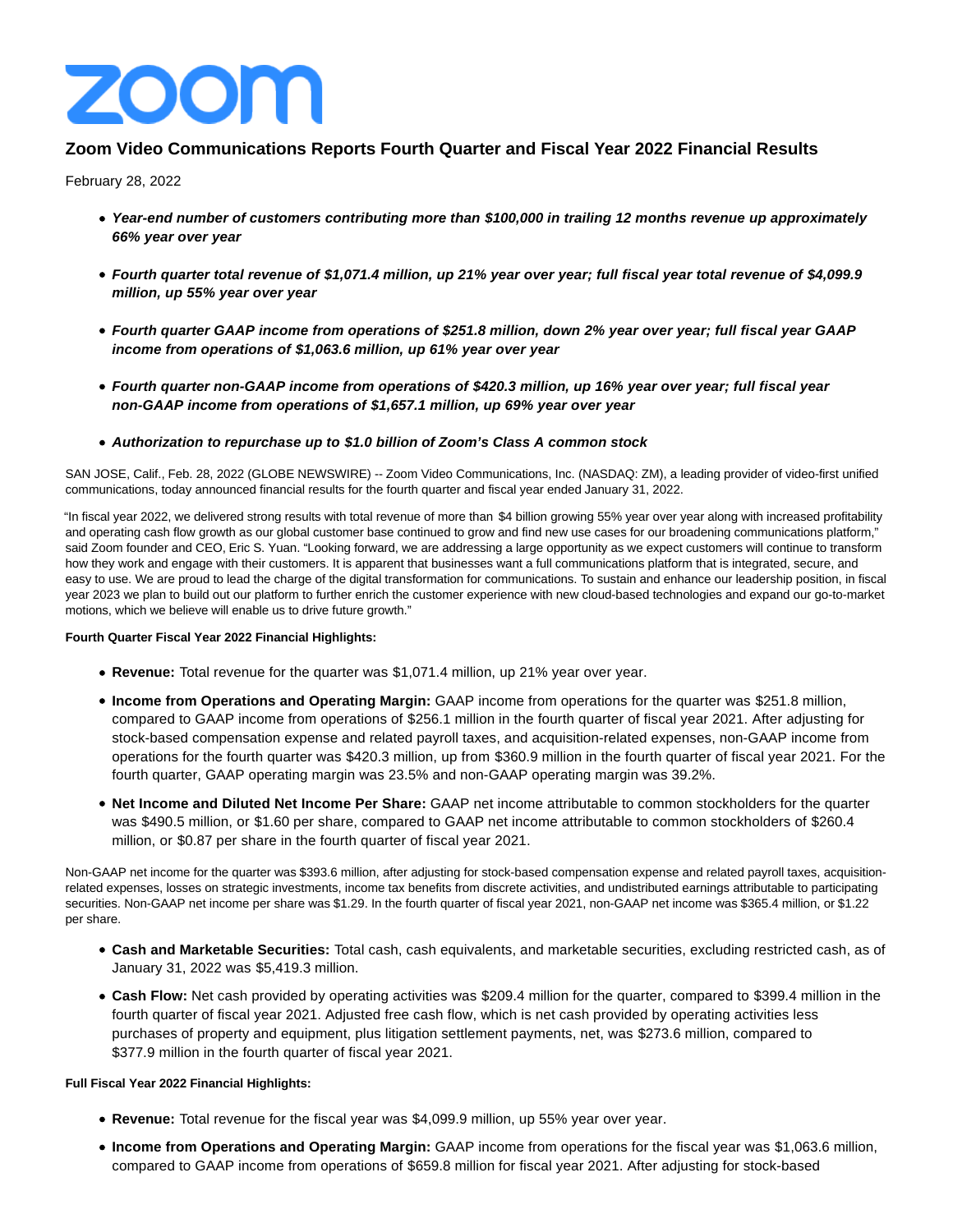# zoom

## Zoom Video Communications Reports Fourth Quarter and Fiscal Year 2022 Financial Results

February 28, 2022

- ***Year-end number of customers contributing more than $100,000 in trailing 12 months revenue up approximately 66% year over year***
- ***Fourth quarter total revenue of $1,071.4 million, up 21% year over year; full fiscal year total revenue of $4,099.9 million, up 55% year over year***
- ***Fourth quarter GAAP income from operations of $251.8 million, down 2% year over year; full fiscal year GAAP income from operations of $1,063.6 million, up 61% year over year***
- ***Fourth quarter non-GAAP income from operations of $420.3 million, up 16% year over year; full fiscal year non-GAAP income from operations of $1,657.1 million, up 69% year over year***
- ***Authorization to repurchase up to $1.0 billion of Zoom's Class A common stock***

SAN JOSE, Calif., Feb. 28, 2022 (GLOBE NEWSWIRE) -- Zoom Video Communications, Inc. (NASDAQ: ZM), a leading provider of video-first unified communications, today announced financial results for the fourth quarter and fiscal year ended January 31, 2022.

"In fiscal year 2022, we delivered strong results with total revenue of more than $4 billion growing 55% year over year along with increased profitability and operating cash flow growth as our global customer base continued to grow and find new use cases for our broadening communications platform," said Zoom founder and CEO, Eric S. Yuan. "Looking forward, we are addressing a large opportunity as we expect customers will continue to transform how they work and engage with their customers. It is apparent that businesses want a full communications platform that is integrated, secure, and easy to use. We are proud to lead the charge of the digital transformation for communications. To sustain and enhance our leadership position, in fiscal year 2023 we plan to build out our platform to further enrich the customer experience with new cloud-based technologies and expand our go-to-market motions, which we believe will enable us to drive future growth."

**Fourth Quarter Fiscal Year 2022 Financial Highlights:**

- **Revenue:** Total revenue for the quarter was $1,071.4 million, up 21% year over year.
- **Income from Operations and Operating Margin:** GAAP income from operations for the quarter was $251.8 million, compared to GAAP income from operations of $256.1 million in the fourth quarter of fiscal year 2021. After adjusting for stock-based compensation expense and related payroll taxes, and acquisition-related expenses, non-GAAP income from operations for the fourth quarter was $420.3 million, up from $360.9 million in the fourth quarter of fiscal year 2021. For the fourth quarter, GAAP operating margin was 23.5% and non-GAAP operating margin was 39.2%.
- **Net Income and Diluted Net Income Per Share:** GAAP net income attributable to common stockholders for the quarter was $490.5 million, or $1.60 per share, compared to GAAP net income attributable to common stockholders of $260.4 million, or $0.87 per share in the fourth quarter of fiscal year 2021.

Non-GAAP net income for the quarter was $393.6 million, after adjusting for stock-based compensation expense and related payroll taxes, acquisition-related expenses, losses on strategic investments, income tax benefits from discrete activities, and undistributed earnings attributable to participating securities. Non-GAAP net income per share was $1.29. In the fourth quarter of fiscal year 2021, non-GAAP net income was $365.4 million, or $1.22 per share.

- **Cash and Marketable Securities:** Total cash, cash equivalents, and marketable securities, excluding restricted cash, as of January 31, 2022 was $5,419.3 million.
- **Cash Flow:** Net cash provided by operating activities was $209.4 million for the quarter, compared to $399.4 million in the fourth quarter of fiscal year 2021. Adjusted free cash flow, which is net cash provided by operating activities less purchases of property and equipment, plus litigation settlement payments, net, was $273.6 million, compared to $377.9 million in the fourth quarter of fiscal year 2021.

**Full Fiscal Year 2022 Financial Highlights:**

- **Revenue:** Total revenue for the fiscal year was $4,099.9 million, up 55% year over year.
- **Income from Operations and Operating Margin:** GAAP income from operations for the fiscal year was $1,063.6 million, compared to GAAP income from operations of $659.8 million for fiscal year 2021. After adjusting for stock-based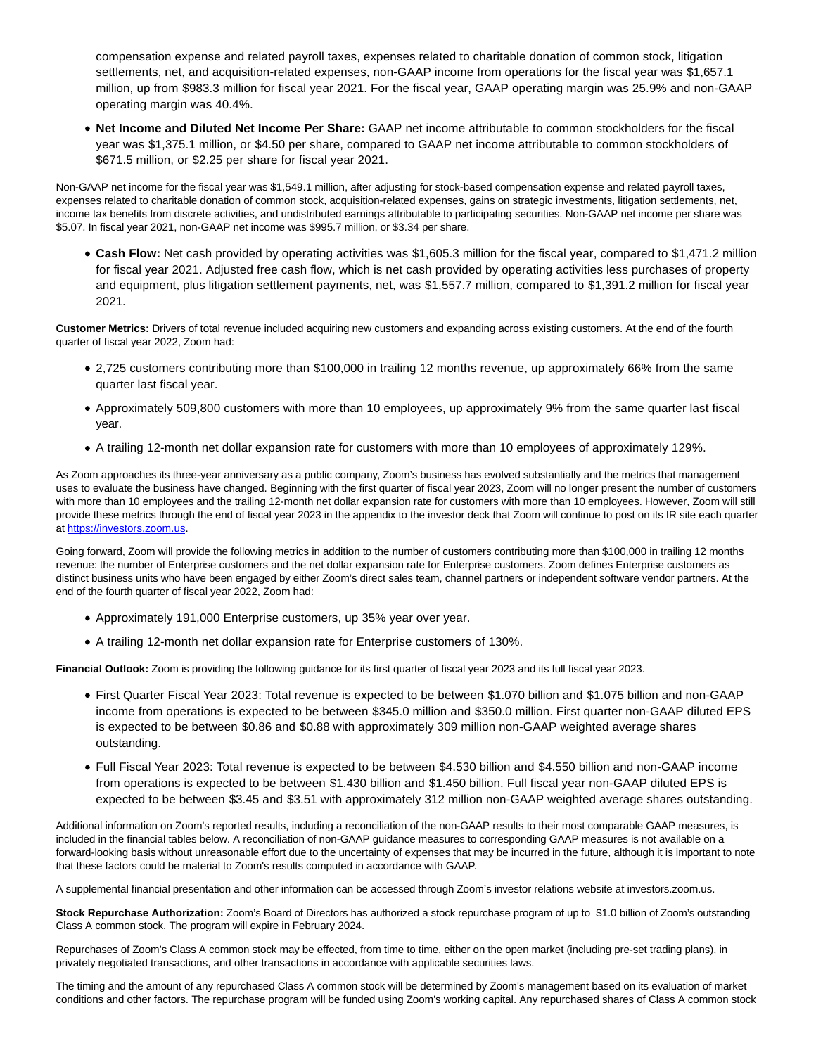compensation expense and related payroll taxes, expenses related to charitable donation of common stock, litigation settlements, net, and acquisition-related expenses, non-GAAP income from operations for the fiscal year was $1,657.1 million, up from $983.3 million for fiscal year 2021. For the fiscal year, GAAP operating margin was 25.9% and non-GAAP operating margin was 40.4%.

- **Net Income and Diluted Net Income Per Share:** GAAP net income attributable to common stockholders for the fiscal year was $1,375.1 million, or $4.50 per share, compared to GAAP net income attributable to common stockholders of $671.5 million, or $2.25 per share for fiscal year 2021.

Non-GAAP net income for the fiscal year was $1,549.1 million, after adjusting for stock-based compensation expense and related payroll taxes, expenses related to charitable donation of common stock, acquisition-related expenses, gains on strategic investments, litigation settlements, net, income tax benefits from discrete activities, and undistributed earnings attributable to participating securities. Non-GAAP net income per share was $5.07. In fiscal year 2021, non-GAAP net income was $995.7 million, or $3.34 per share.

- **Cash Flow:** Net cash provided by operating activities was $1,605.3 million for the fiscal year, compared to $1,471.2 million for fiscal year 2021. Adjusted free cash flow, which is net cash provided by operating activities less purchases of property and equipment, plus litigation settlement payments, net, was $1,557.7 million, compared to $1,391.2 million for fiscal year 2021.

**Customer Metrics:** Drivers of total revenue included acquiring new customers and expanding across existing customers. At the end of the fourth quarter of fiscal year 2022, Zoom had:

- 2,725 customers contributing more than $100,000 in trailing 12 months revenue, up approximately 66% from the same quarter last fiscal year.
- Approximately 509,800 customers with more than 10 employees, up approximately 9% from the same quarter last fiscal year.
- A trailing 12-month net dollar expansion rate for customers with more than 10 employees of approximately 129%.

As Zoom approaches its three-year anniversary as a public company, Zoom's business has evolved substantially and the metrics that management uses to evaluate the business have changed. Beginning with the first quarter of fiscal year 2023, Zoom will no longer present the number of customers with more than 10 employees and the trailing 12-month net dollar expansion rate for customers with more than 10 employees. However, Zoom will still provide these metrics through the end of fiscal year 2023 in the appendix to the investor deck that Zoom will continue to post on its IR site each quarter at [https://investors.zoom.us](https://investors.zoom.us).

Going forward, Zoom will provide the following metrics in addition to the number of customers contributing more than $100,000 in trailing 12 months revenue: the number of Enterprise customers and the net dollar expansion rate for Enterprise customers. Zoom defines Enterprise customers as distinct business units who have been engaged by either Zoom's direct sales team, channel partners or independent software vendor partners. At the end of the fourth quarter of fiscal year 2022, Zoom had:

- Approximately 191,000 Enterprise customers, up 35% year over year.
- A trailing 12-month net dollar expansion rate for Enterprise customers of 130%.

**Financial Outlook:** Zoom is providing the following guidance for its first quarter of fiscal year 2023 and its full fiscal year 2023.

- First Quarter Fiscal Year 2023: Total revenue is expected to be between $1.070 billion and $1.075 billion and non-GAAP income from operations is expected to be between $345.0 million and $350.0 million. First quarter non-GAAP diluted EPS is expected to be between $0.86 and $0.88 with approximately 309 million non-GAAP weighted average shares outstanding.
- Full Fiscal Year 2023: Total revenue is expected to be between $4.530 billion and $4.550 billion and non-GAAP income from operations is expected to be between $1.430 billion and $1.450 billion. Full fiscal year non-GAAP diluted EPS is expected to be between $3.45 and $3.51 with approximately 312 million non-GAAP weighted average shares outstanding.

Additional information on Zoom's reported results, including a reconciliation of the non-GAAP results to their most comparable GAAP measures, is included in the financial tables below. A reconciliation of non-GAAP guidance measures to corresponding GAAP measures is not available on a forward-looking basis without unreasonable effort due to the uncertainty of expenses that may be incurred in the future, although it is important to note that these factors could be material to Zoom's results computed in accordance with GAAP.

A supplemental financial presentation and other information can be accessed through Zoom's investor relations website at investors.zoom.us.

**Stock Repurchase Authorization:** Zoom's Board of Directors has authorized a stock repurchase program of up to $1.0 billion of Zoom's outstanding Class A common stock. The program will expire in February 2024.

Repurchases of Zoom's Class A common stock may be effected, from time to time, either on the open market (including pre-set trading plans), in privately negotiated transactions, and other transactions in accordance with applicable securities laws.

The timing and the amount of any repurchased Class A common stock will be determined by Zoom's management based on its evaluation of market conditions and other factors. The repurchase program will be funded using Zoom's working capital. Any repurchased shares of Class A common stock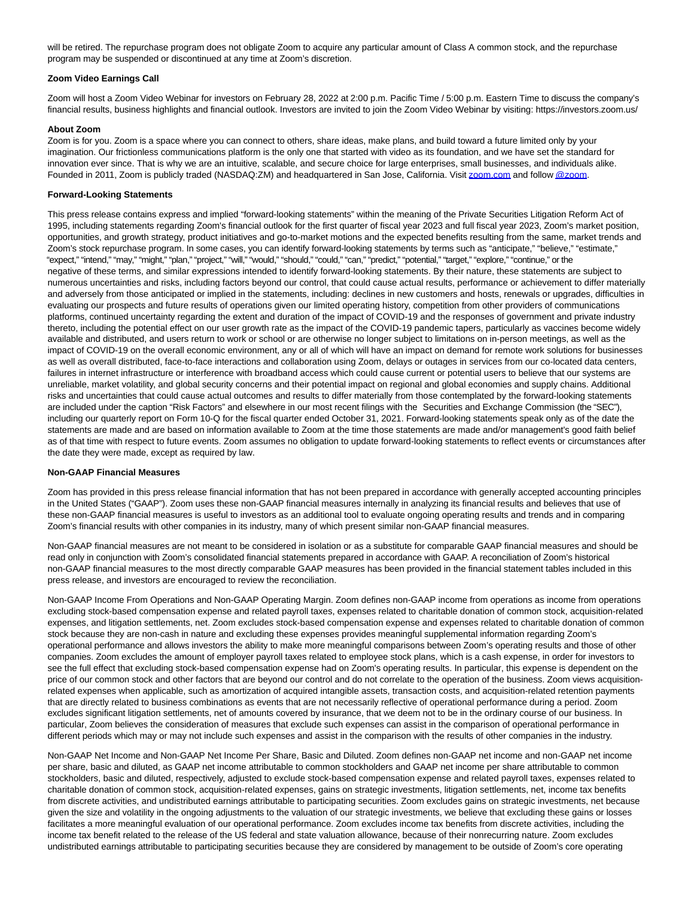will be retired. The repurchase program does not obligate Zoom to acquire any particular amount of Class A common stock, and the repurchase program may be suspended or discontinued at any time at Zoom's discretion.

**Zoom Video Earnings Call**

Zoom will host a Zoom Video Webinar for investors on February 28, 2022 at 2:00 p.m. Pacific Time / 5:00 p.m. Eastern Time to discuss the company's financial results, business highlights and financial outlook. Investors are invited to join the Zoom Video Webinar by visiting: https://investors.zoom.us/

**About Zoom**

Zoom is for you. Zoom is a space where you can connect to others, share ideas, make plans, and build toward a future limited only by your imagination. Our frictionless communications platform is the only one that started with video as its foundation, and we have set the standard for innovation ever since. That is why we are an intuitive, scalable, and secure choice for large enterprises, small businesses, and individuals alike. Founded in 2011, Zoom is publicly traded (NASDAQ:ZM) and headquartered in San Jose, California. Visit zoom.com and follow @zoom.

**Forward-Looking Statements**

This press release contains express and implied "forward-looking statements" within the meaning of the Private Securities Litigation Reform Act of 1995, including statements regarding Zoom's financial outlook for the first quarter of fiscal year 2023 and full fiscal year 2023, Zoom's market position, opportunities, and growth strategy, product initiatives and go-to-market motions and the expected benefits resulting from the same, market trends and Zoom's stock repurchase program. In some cases, you can identify forward-looking statements by terms such as "anticipate," "believe," "estimate," "expect," "intend," "may," "might," "plan," "project," "will," "would," "should," "could," "can," "predict," "potential," "target," "explore," "continue," or the negative of these terms, and similar expressions intended to identify forward-looking statements. By their nature, these statements are subject to numerous uncertainties and risks, including factors beyond our control, that could cause actual results, performance or achievement to differ materially and adversely from those anticipated or implied in the statements, including: declines in new customers and hosts, renewals or upgrades, difficulties in evaluating our prospects and future results of operations given our limited operating history, competition from other providers of communications platforms, continued uncertainty regarding the extent and duration of the impact of COVID-19 and the responses of government and private industry thereto, including the potential effect on our user growth rate as the impact of the COVID-19 pandemic tapers, particularly as vaccines become widely available and distributed, and users return to work or school or are otherwise no longer subject to limitations on in-person meetings, as well as the impact of COVID-19 on the overall economic environment, any or all of which will have an impact on demand for remote work solutions for businesses as well as overall distributed, face-to-face interactions and collaboration using Zoom, delays or outages in services from our co-located data centers, failures in internet infrastructure or interference with broadband access which could cause current or potential users to believe that our systems are unreliable, market volatility, and global security concerns and their potential impact on regional and global economies and supply chains. Additional risks and uncertainties that could cause actual outcomes and results to differ materially from those contemplated by the forward-looking statements are included under the caption "Risk Factors" and elsewhere in our most recent filings with the Securities and Exchange Commission (the "SEC"), including our quarterly report on Form 10-Q for the fiscal quarter ended October 31, 2021. Forward-looking statements speak only as of the date the statements are made and are based on information available to Zoom at the time those statements are made and/or management's good faith belief as of that time with respect to future events. Zoom assumes no obligation to update forward-looking statements to reflect events or circumstances after the date they were made, except as required by law.

**Non-GAAP Financial Measures**

Zoom has provided in this press release financial information that has not been prepared in accordance with generally accepted accounting principles in the United States ("GAAP"). Zoom uses these non-GAAP financial measures internally in analyzing its financial results and believes that use of these non-GAAP financial measures is useful to investors as an additional tool to evaluate ongoing operating results and trends and in comparing Zoom's financial results with other companies in its industry, many of which present similar non-GAAP financial measures.

Non-GAAP financial measures are not meant to be considered in isolation or as a substitute for comparable GAAP financial measures and should be read only in conjunction with Zoom's consolidated financial statements prepared in accordance with GAAP. A reconciliation of Zoom's historical non-GAAP financial measures to the most directly comparable GAAP measures has been provided in the financial statement tables included in this press release, and investors are encouraged to review the reconciliation.

Non-GAAP Income From Operations and Non-GAAP Operating Margin. Zoom defines non-GAAP income from operations as income from operations excluding stock-based compensation expense and related payroll taxes, expenses related to charitable donation of common stock, acquisition-related expenses, and litigation settlements, net. Zoom excludes stock-based compensation expense and expenses related to charitable donation of common stock because they are non-cash in nature and excluding these expenses provides meaningful supplemental information regarding Zoom's operational performance and allows investors the ability to make more meaningful comparisons between Zoom's operating results and those of other companies. Zoom excludes the amount of employer payroll taxes related to employee stock plans, which is a cash expense, in order for investors to see the full effect that excluding stock-based compensation expense had on Zoom's operating results. In particular, this expense is dependent on the price of our common stock and other factors that are beyond our control and do not correlate to the operation of the business. Zoom views acquisition-related expenses when applicable, such as amortization of acquired intangible assets, transaction costs, and acquisition-related retention payments that are directly related to business combinations as events that are not necessarily reflective of operational performance during a period. Zoom excludes significant litigation settlements, net of amounts covered by insurance, that we deem not to be in the ordinary course of our business. In particular, Zoom believes the consideration of measures that exclude such expenses can assist in the comparison of operational performance in different periods which may or may not include such expenses and assist in the comparison with the results of other companies in the industry.

Non-GAAP Net Income and Non-GAAP Net Income Per Share, Basic and Diluted. Zoom defines non-GAAP net income and non-GAAP net income per share, basic and diluted, as GAAP net income attributable to common stockholders and GAAP net income per share attributable to common stockholders, basic and diluted, respectively, adjusted to exclude stock-based compensation expense and related payroll taxes, expenses related to charitable donation of common stock, acquisition-related expenses, gains on strategic investments, litigation settlements, net, income tax benefits from discrete activities, and undistributed earnings attributable to participating securities. Zoom excludes gains on strategic investments, net because given the size and volatility in the ongoing adjustments to the valuation of our strategic investments, we believe that excluding these gains or losses facilitates a more meaningful evaluation of our operational performance. Zoom excludes income tax benefits from discrete activities, including the income tax benefit related to the release of the US federal and state valuation allowance, because of their nonrecurring nature. Zoom excludes undistributed earnings attributable to participating securities because they are considered by management to be outside of Zoom's core operating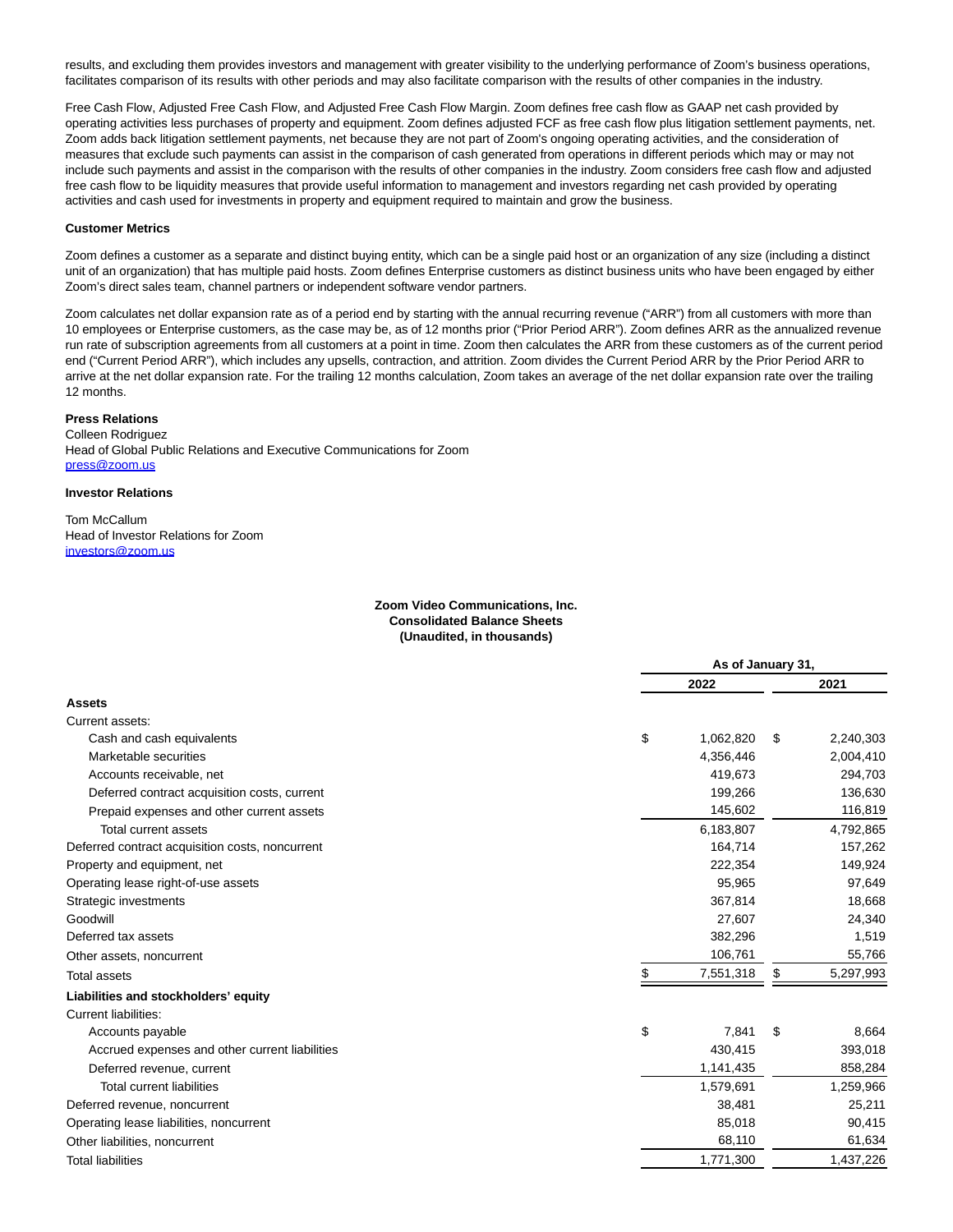results, and excluding them provides investors and management with greater visibility to the underlying performance of Zoom's business operations, facilitates comparison of its results with other periods and may also facilitate comparison with the results of other companies in the industry.

Free Cash Flow, Adjusted Free Cash Flow, and Adjusted Free Cash Flow Margin. Zoom defines free cash flow as GAAP net cash provided by operating activities less purchases of property and equipment. Zoom defines adjusted FCF as free cash flow plus litigation settlement payments, net. Zoom adds back litigation settlement payments, net because they are not part of Zoom's ongoing operating activities, and the consideration of measures that exclude such payments can assist in the comparison of cash generated from operations in different periods which may or may not include such payments and assist in the comparison with the results of other companies in the industry. Zoom considers free cash flow and adjusted free cash flow to be liquidity measures that provide useful information to management and investors regarding net cash provided by operating activities and cash used for investments in property and equipment required to maintain and grow the business.

**Customer Metrics**

Zoom defines a customer as a separate and distinct buying entity, which can be a single paid host or an organization of any size (including a distinct unit of an organization) that has multiple paid hosts. Zoom defines Enterprise customers as distinct business units who have been engaged by either Zoom's direct sales team, channel partners or independent software vendor partners.

Zoom calculates net dollar expansion rate as of a period end by starting with the annual recurring revenue ("ARR") from all customers with more than 10 employees or Enterprise customers, as the case may be, as of 12 months prior ("Prior Period ARR"). Zoom defines ARR as the annualized revenue run rate of subscription agreements from all customers at a point in time. Zoom then calculates the ARR from these customers as of the current period end ("Current Period ARR"), which includes any upsells, contraction, and attrition. Zoom divides the Current Period ARR by the Prior Period ARR to arrive at the net dollar expansion rate. For the trailing 12 months calculation, Zoom takes an average of the net dollar expansion rate over the trailing 12 months.

**Press Relations**
Colleen Rodriguez
Head of Global Public Relations and Executive Communications for Zoom
press@zoom.us

**Investor Relations**

Tom McCallum
Head of Investor Relations for Zoom
investors@zoom.us

**Zoom Video Communications, Inc.**
**Consolidated Balance Sheets**
**(Unaudited, in thousands)**

| | As of January 31, | |
|---|---|---|
| | 2022 | 2021 |
| **Assets** | | |
| Current assets: | | |
| Cash and cash equivalents | $ 1,062,820 | $ 2,240,303 |
| Marketable securities | 4,356,446 | 2,004,410 |
| Accounts receivable, net | 419,673 | 294,703 |
| Deferred contract acquisition costs, current | 199,266 | 136,630 |
| Prepaid expenses and other current assets | 145,602 | 116,819 |
| Total current assets | 6,183,807 | 4,792,865 |
| Deferred contract acquisition costs, noncurrent | 164,714 | 157,262 |
| Property and equipment, net | 222,354 | 149,924 |
| Operating lease right-of-use assets | 95,965 | 97,649 |
| Strategic investments | 367,814 | 18,668 |
| Goodwill | 27,607 | 24,340 |
| Deferred tax assets | 382,296 | 1,519 |
| Other assets, noncurrent | 106,761 | 55,766 |
| Total assets | $ 7,551,318 | $ 5,297,993 |
| **Liabilities and stockholders' equity** | | |
| Current liabilities: | | |
| Accounts payable | $ 7,841 | $ 8,664 |
| Accrued expenses and other current liabilities | 430,415 | 393,018 |
| Deferred revenue, current | 1,141,435 | 858,284 |
| Total current liabilities | 1,579,691 | 1,259,966 |
| Deferred revenue, noncurrent | 38,481 | 25,211 |
| Operating lease liabilities, noncurrent | 85,018 | 90,415 |
| Other liabilities, noncurrent | 68,110 | 61,634 |
| Total liabilities | 1,771,300 | 1,437,226 |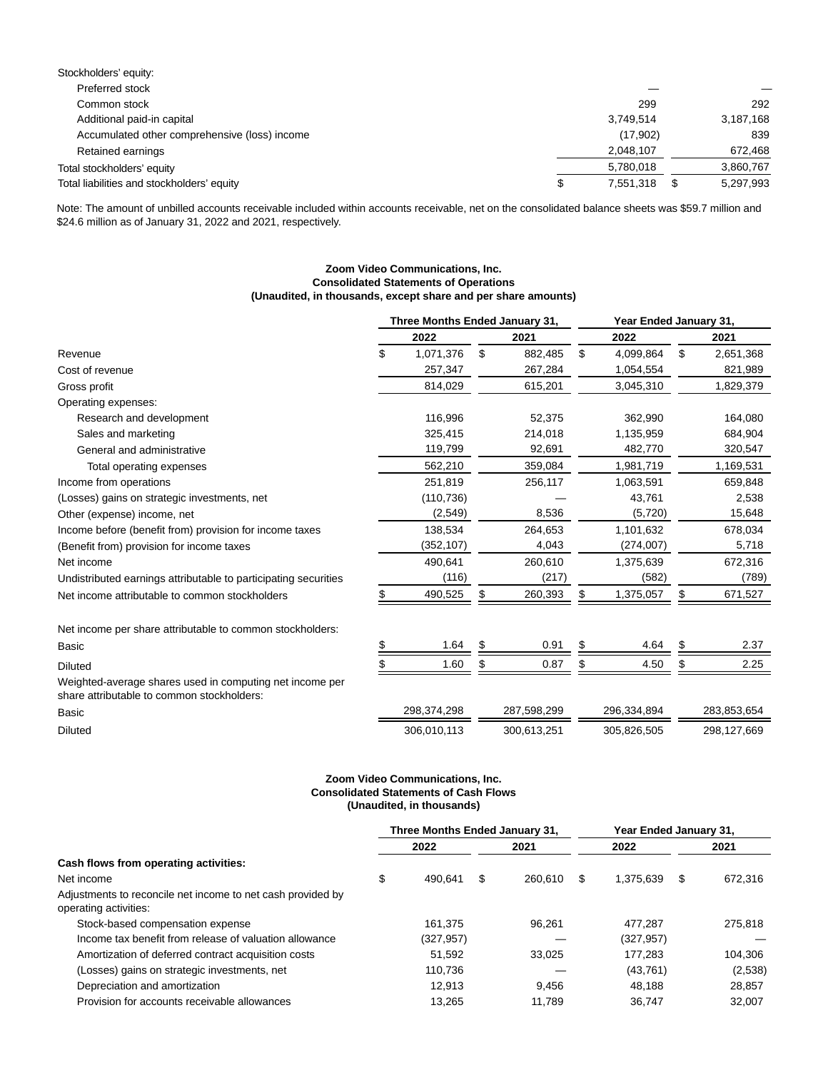| | | |
|---|---|---|
| Stockholders' equity: | | |
| Preferred stock | — | — |
| Common stock | 299 | 292 |
| Additional paid-in capital | 3,749,514 | 3,187,168 |
| Accumulated other comprehensive (loss) income | (17,902) | 839 |
| Retained earnings | 2,048,107 | 672,468 |
| Total stockholders' equity | 5,780,018 | 3,860,767 |
| Total liabilities and stockholders' equity | $ 7,551,318 | $ 5,297,993 |

Note: The amount of unbilled accounts receivable included within accounts receivable, net on the consolidated balance sheets was $59.7 million and $24.6 million as of January 31, 2022 and 2021, respectively.

**Zoom Video Communications, Inc.**
**Consolidated Statements of Operations**
**(Unaudited, in thousands, except share and per share amounts)**

| | Three Months Ended January 31, | | Year Ended January 31, | |
|---|---|---|---|---|
| | 2022 | 2021 | 2022 | 2021 |
| Revenue | $ 1,071,376 | $ 882,485 | $ 4,099,864 | $ 2,651,368 |
| Cost of revenue | 257,347 | 267,284 | 1,054,554 | 821,989 |
| Gross profit | 814,029 | 615,201 | 3,045,310 | 1,829,379 |
| Operating expenses: | | | | |
| Research and development | 116,996 | 52,375 | 362,990 | 164,080 |
| Sales and marketing | 325,415 | 214,018 | 1,135,959 | 684,904 |
| General and administrative | 119,799 | 92,691 | 482,770 | 320,547 |
| Total operating expenses | 562,210 | 359,084 | 1,981,719 | 1,169,531 |
| Income from operations | 251,819 | 256,117 | 1,063,591 | 659,848 |
| (Losses) gains on strategic investments, net | (110,736) | — | 43,761 | 2,538 |
| Other (expense) income, net | (2,549) | 8,536 | (5,720) | 15,648 |
| Income before (benefit from) provision for income taxes | 138,534 | 264,653 | 1,101,632 | 678,034 |
| (Benefit from) provision for income taxes | (352,107) | 4,043 | (274,007) | 5,718 |
| Net income | 490,641 | 260,610 | 1,375,639 | 672,316 |
| Undistributed earnings attributable to participating securities | (116) | (217) | (582) | (789) |
| Net income attributable to common stockholders | $ 490,525 | $ 260,393 | $ 1,375,057 | $ 671,527 |
| | | | | |
| Net income per share attributable to common stockholders: | | | | |
| Basic | $ 1.64 | $ 0.91 | $ 4.64 | $ 2.37 |
| Diluted | $ 1.60 | $ 0.87 | $ 4.50 | $ 2.25 |
| Weighted-average shares used in computing net income per share attributable to common stockholders: | | | | |
| Basic | 298,374,298 | 287,598,299 | 296,334,894 | 283,853,654 |
| Diluted | 306,010,113 | 300,613,251 | 305,826,505 | 298,127,669 |

**Zoom Video Communications, Inc.**
**Consolidated Statements of Cash Flows**
**(Unaudited, in thousands)**

| | Three Months Ended January 31, | | Year Ended January 31, | |
|---|---|---|---|---|
| | 2022 | 2021 | 2022 | 2021 |
| **Cash flows from operating activities:** | | | | |
| Net income | $ 490,641 | $ 260,610 | $ 1,375,639 | $ 672,316 |
| Adjustments to reconcile net income to net cash provided by operating activities: | | | | |
| Stock-based compensation expense | 161,375 | 96,261 | 477,287 | 275,818 |
| Income tax benefit from release of valuation allowance | (327,957) | — | (327,957) | — |
| Amortization of deferred contract acquisition costs | 51,592 | 33,025 | 177,283 | 104,306 |
| (Losses) gains on strategic investments, net | 110,736 | — | (43,761) | (2,538) |
| Depreciation and amortization | 12,913 | 9,456 | 48,188 | 28,857 |
| Provision for accounts receivable allowances | 13,265 | 11,789 | 36,747 | 32,007 |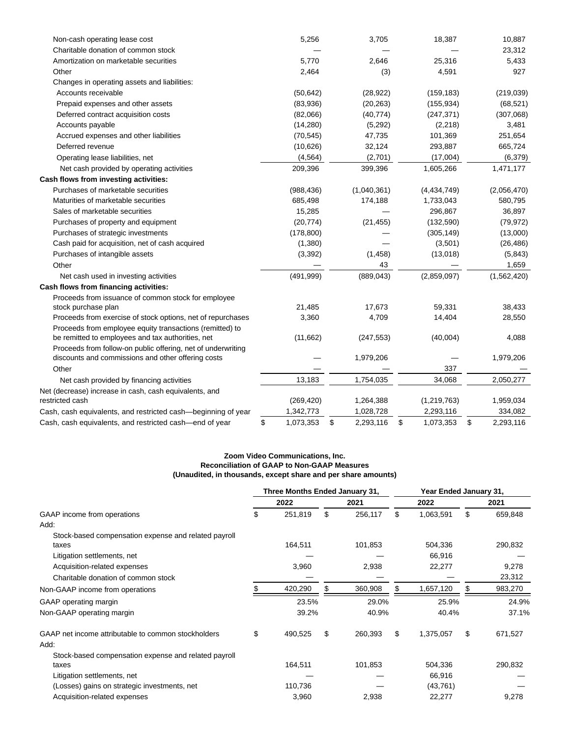| | | | | |
|---|---|---|---|---|
| Non-cash operating lease cost | 5,256 | 3,705 | 18,387 | 10,887 |
| Charitable donation of common stock | — | — | — | 23,312 |
| Amortization on marketable securities | 5,770 | 2,646 | 25,316 | 5,433 |
| Other | 2,464 | (3) | 4,591 | 927 |
| Changes in operating assets and liabilities: | | | | |
| Accounts receivable | (50,642) | (28,922) | (159,183) | (219,039) |
| Prepaid expenses and other assets | (83,936) | (20,263) | (155,934) | (68,521) |
| Deferred contract acquisition costs | (82,066) | (40,774) | (247,371) | (307,068) |
| Accounts payable | (14,280) | (5,292) | (2,218) | 3,481 |
| Accrued expenses and other liabilities | (70,545) | 47,735 | 101,369 | 251,654 |
| Deferred revenue | (10,626) | 32,124 | 293,887 | 665,724 |
| Operating lease liabilities, net | (4,564) | (2,701) | (17,004) | (6,379) |
| Net cash provided by operating activities | 209,396 | 399,396 | 1,605,266 | 1,471,177 |
| **Cash flows from investing activities:** | | | | |
| Purchases of marketable securities | (988,436) | (1,040,361) | (4,434,749) | (2,056,470) |
| Maturities of marketable securities | 685,498 | 174,188 | 1,733,043 | 580,795 |
| Sales of marketable securities | 15,285 | — | 296,867 | 36,897 |
| Purchases of property and equipment | (20,774) | (21,455) | (132,590) | (79,972) |
| Purchases of strategic investments | (178,800) | — | (305,149) | (13,000) |
| Cash paid for acquisition, net of cash acquired | (1,380) | — | (3,501) | (26,486) |
| Purchases of intangible assets | (3,392) | (1,458) | (13,018) | (5,843) |
| Other | — | 43 | — | 1,659 |
| Net cash used in investing activities | (491,999) | (889,043) | (2,859,097) | (1,562,420) |
| **Cash flows from financing activities:** | | | | |
| Proceeds from issuance of common stock for employee stock purchase plan | 21,485 | 17,673 | 59,331 | 38,433 |
| Proceeds from exercise of stock options, net of repurchases | 3,360 | 4,709 | 14,404 | 28,550 |
| Proceeds from employee equity transactions (remitted) to be remitted to employees and tax authorities, net | (11,662) | (247,553) | (40,004) | 4,088 |
| Proceeds from follow-on public offering, net of underwriting discounts and commissions and other offering costs | — | 1,979,206 | — | 1,979,206 |
| Other | — | — | 337 | — |
| Net cash provided by financing activities | 13,183 | 1,754,035 | 34,068 | 2,050,277 |
| Net (decrease) increase in cash, cash equivalents, and restricted cash | (269,420) | 1,264,388 | (1,219,763) | 1,959,034 |
| Cash, cash equivalents, and restricted cash—beginning of year | 1,342,773 | 1,028,728 | 2,293,116 | 334,082 |
| Cash, cash equivalents, and restricted cash—end of year | $ 1,073,353 | $ 2,293,116 | $ 1,073,353 | $ 2,293,116 |

**Zoom Video Communications, Inc.**
**Reconciliation of GAAP to Non-GAAP Measures**
**(Unaudited, in thousands, except share and per share amounts)**

| | Three Months Ended January 31, | | Year Ended January 31, | |
|---|---|---|---|---|
| | 2022 | 2021 | 2022 | 2021 |
| GAAP income from operations | $ 251,819 | $ 256,117 | $ 1,063,591 | $ 659,848 |
| Add: | | | | |
| Stock-based compensation expense and related payroll taxes | 164,511 | 101,853 | 504,336 | 290,832 |
| Litigation settlements, net | — | — | 66,916 | — |
| Acquisition-related expenses | 3,960 | 2,938 | 22,277 | 9,278 |
| Charitable donation of common stock | — | — | — | 23,312 |
| Non-GAAP income from operations | $ 420,290 | $ 360,908 | $ 1,657,120 | $ 983,270 |
| GAAP operating margin | 23.5% | 29.0% | 25.9% | 24.9% |
| Non-GAAP operating margin | 39.2% | 40.9% | 40.4% | 37.1% |
| | | | | |
| GAAP net income attributable to common stockholders | $ 490,525 | $ 260,393 | $ 1,375,057 | $ 671,527 |
| Add: | | | | |
| Stock-based compensation expense and related payroll taxes | 164,511 | 101,853 | 504,336 | 290,832 |
| Litigation settlements, net | — | — | 66,916 | — |
| (Losses) gains on strategic investments, net | 110,736 | — | (43,761) | — |
| Acquisition-related expenses | 3,960 | 2,938 | 22,277 | 9,278 |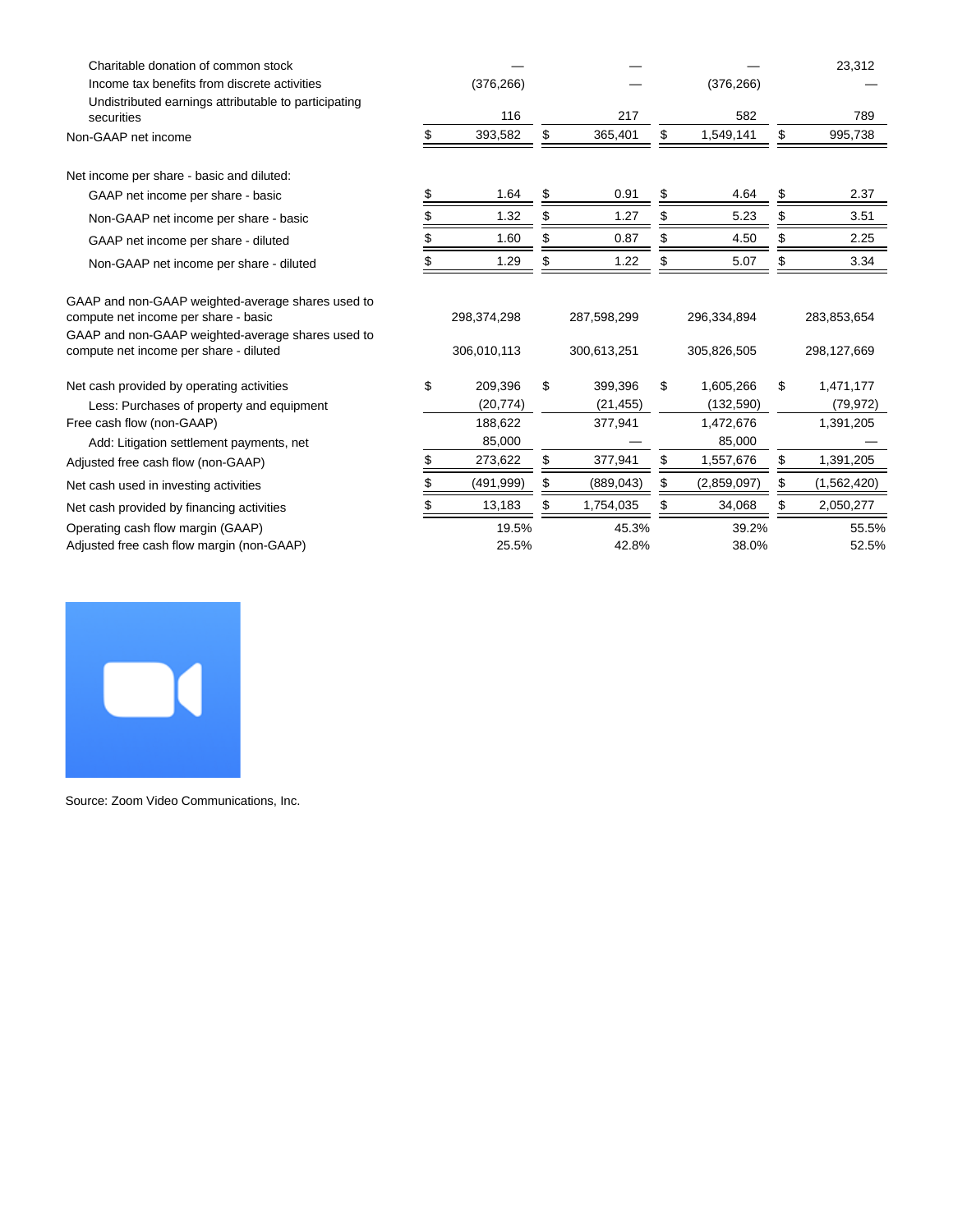| | | | | |
|---|---|---|---|---|
| Charitable donation of common stock | — | — | — | 23,312 |
| Income tax benefits from discrete activities | (376,266) | — | (376,266) | — |
| Undistributed earnings attributable to participating securities | 116 | 217 | 582 | 789 |
| Non-GAAP net income | $ 393,582 | $ 365,401 | $ 1,549,141 | $ 995,738 |
| Net income per share - basic and diluted: | | | | |
| GAAP net income per share - basic | $ 1.64 | $ 0.91 | $ 4.64 | $ 2.37 |
| Non-GAAP net income per share - basic | $ 1.32 | $ 1.27 | $ 5.23 | $ 3.51 |
| GAAP net income per share - diluted | $ 1.60 | $ 0.87 | $ 4.50 | $ 2.25 |
| Non-GAAP net income per share - diluted | $ 1.29 | $ 1.22 | $ 5.07 | $ 3.34 |
| GAAP and non-GAAP weighted-average shares used to compute net income per share - basic | 298,374,298 | 287,598,299 | 296,334,894 | 283,853,654 |
| GAAP and non-GAAP weighted-average shares used to compute net income per share - diluted | 306,010,113 | 300,613,251 | 305,826,505 | 298,127,669 |
| Net cash provided by operating activities | $ 209,396 | $ 399,396 | $ 1,605,266 | $ 1,471,177 |
| Less: Purchases of property and equipment | (20,774) | (21,455) | (132,590) | (79,972) |
| Free cash flow (non-GAAP) | 188,622 | 377,941 | 1,472,676 | 1,391,205 |
| Add: Litigation settlement payments, net | 85,000 | — | 85,000 | — |
| Adjusted free cash flow (non-GAAP) | $ 273,622 | $ 377,941 | $ 1,557,676 | $ 1,391,205 |
| Net cash used in investing activities | $ (491,999) | $ (889,043) | $ (2,859,097) | $ (1,562,420) |
| Net cash provided by financing activities | $ 13,183 | $ 1,754,035 | $ 34,068 | $ 2,050,277 |
| Operating cash flow margin (GAAP) | 19.5% | 45.3% | 39.2% | 55.5% |
| Adjusted free cash flow margin (non-GAAP) | 25.5% | 42.8% | 38.0% | 52.5% |

Source: Zoom Video Communications, Inc.